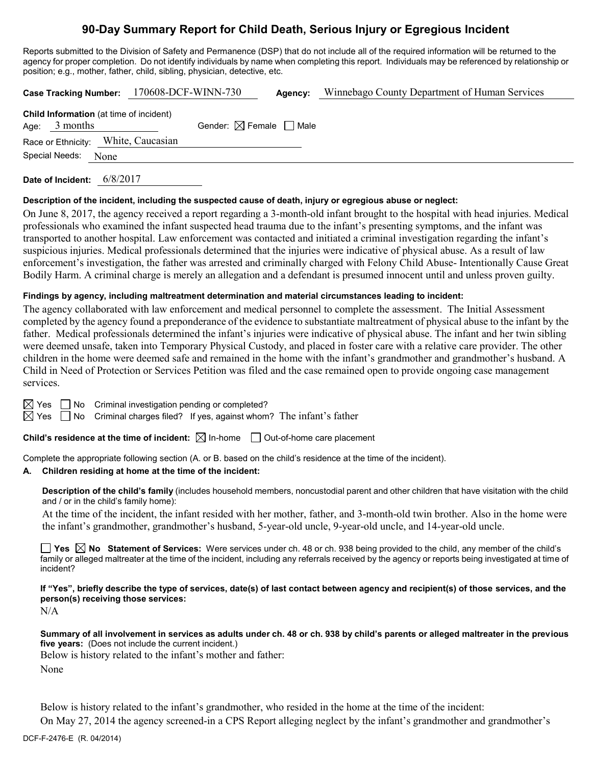# 90-Day Summary Report for Child Death, Serious Injury or Egregious Incident

Reports submitted to the Division of Safety and Permanence (DSP) that do not include all of the required information will be returned to the agency for proper completion. Do not identify individuals by name when completing this report. Individuals may be referenced by relationship or position; e.g., mother, father, child, sibling, physician, detective, etc.

**Case Tracking Number:** 170608-DCF-WINN-730 **Agency:** Winnebago County Department of Human Services

**Child Information** (at time of incident)
Age: 3 months Gender: ☒ Female ☐ Male
Race or Ethnicity: White, Caucasian
Special Needs: None

**Date of Incident:** 6/8/2017

**Description of the incident, including the suspected cause of death, injury or egregious abuse or neglect:**

On June 8, 2017, the agency received a report regarding a 3-month-old infant brought to the hospital with head injuries. Medical professionals who examined the infant suspected head trauma due to the infant's presenting symptoms, and the infant was transported to another hospital. Law enforcement was contacted and initiated a criminal investigation regarding the infant's suspicious injuries. Medical professionals determined that the injuries were indicative of physical abuse. As a result of law enforcement's investigation, the father was arrested and criminally charged with Felony Child Abuse- Intentionally Cause Great Bodily Harm. A criminal charge is merely an allegation and a defendant is presumed innocent until and unless proven guilty.

**Findings by agency, including maltreatment determination and material circumstances leading to incident:**

The agency collaborated with law enforcement and medical personnel to complete the assessment. The Initial Assessment completed by the agency found a preponderance of the evidence to substantiate maltreatment of physical abuse to the infant by the father. Medical professionals determined the infant's injuries were indicative of physical abuse. The infant and her twin sibling were deemed unsafe, taken into Temporary Physical Custody, and placed in foster care with a relative care provider. The other children in the home were deemed safe and remained in the home with the infant's grandmother and grandmother's husband. A Child in Need of Protection or Services Petition was filed and the case remained open to provide ongoing case management services.

☒ Yes ☐ No Criminal investigation pending or completed?
☒ Yes ☐ No Criminal charges filed? If yes, against whom? The infant's father

**Child's residence at the time of incident:** ☒ In-home ☐ Out-of-home care placement

Complete the appropriate following section (A. or B. based on the child's residence at the time of the incident).

**A. Children residing at home at the time of the incident:**

**Description of the child's family** (includes household members, noncustodial parent and other children that have visitation with the child and / or in the child's family home):

At the time of the incident, the infant resided with her mother, father, and 3-month-old twin brother. Also in the home were the infant's grandmother, grandmother's husband, 5-year-old uncle, 9-year-old uncle, and 14-year-old uncle.

☐ **Yes** ☒ **No** **Statement of Services:** Were services under ch. 48 or ch. 938 being provided to the child, any member of the child's family or alleged maltreater at the time of the incident, including any referrals received by the agency or reports being investigated at time of incident?

**If "Yes", briefly describe the type of services, date(s) of last contact between agency and recipient(s) of those services, and the person(s) receiving those services:**

N/A

**Summary of all involvement in services as adults under ch. 48 or ch. 938 by child's parents or alleged maltreater in the previous five years:** (Does not include the current incident.)

Below is history related to the infant's mother and father:

None

Below is history related to the infant's grandmother, who resided in the home at the time of the incident:

On May 27, 2014 the agency screened-in a CPS Report alleging neglect by the infant's grandmother and grandmother's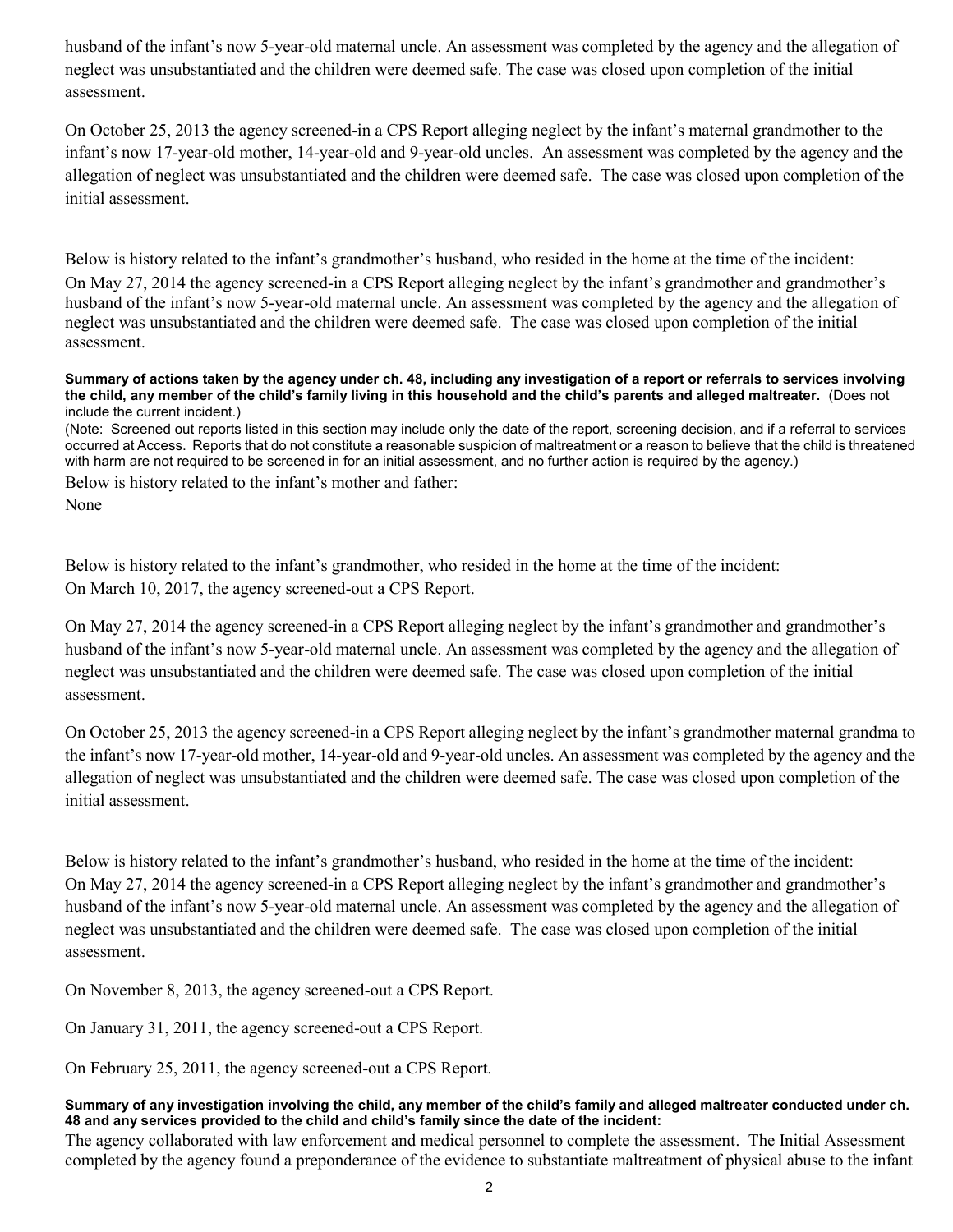husband of the infant's now 5-year-old maternal uncle. An assessment was completed by the agency and the allegation of neglect was unsubstantiated and the children were deemed safe. The case was closed upon completion of the initial assessment.

On October 25, 2013 the agency screened-in a CPS Report alleging neglect by the infant's maternal grandmother to the infant's now 17-year-old mother, 14-year-old and 9-year-old uncles. An assessment was completed by the agency and the allegation of neglect was unsubstantiated and the children were deemed safe. The case was closed upon completion of the initial assessment.

Below is history related to the infant's grandmother's husband, who resided in the home at the time of the incident:
On May 27, 2014 the agency screened-in a CPS Report alleging neglect by the infant's grandmother and grandmother's husband of the infant's now 5-year-old maternal uncle. An assessment was completed by the agency and the allegation of neglect was unsubstantiated and the children were deemed safe. The case was closed upon completion of the initial assessment.

**Summary of actions taken by the agency under ch. 48, including any investigation of a report or referrals to services involving the child, any member of the child's family living in this household and the child's parents and alleged maltreater.** (Does not include the current incident.)
(Note: Screened out reports listed in this section may include only the date of the report, screening decision, and if a referral to services occurred at Access. Reports that do not constitute a reasonable suspicion of maltreatment or a reason to believe that the child is threatened with harm are not required to be screened in for an initial assessment, and no further action is required by the agency.)

Below is history related to the infant's mother and father:
None

Below is history related to the infant's grandmother, who resided in the home at the time of the incident:
On March 10, 2017, the agency screened-out a CPS Report.

On May 27, 2014 the agency screened-in a CPS Report alleging neglect by the infant's grandmother and grandmother's husband of the infant's now 5-year-old maternal uncle. An assessment was completed by the agency and the allegation of neglect was unsubstantiated and the children were deemed safe. The case was closed upon completion of the initial assessment.

On October 25, 2013 the agency screened-in a CPS Report alleging neglect by the infant's grandmother maternal grandma to the infant's now 17-year-old mother, 14-year-old and 9-year-old uncles. An assessment was completed by the agency and the allegation of neglect was unsubstantiated and the children were deemed safe. The case was closed upon completion of the initial assessment.

Below is history related to the infant's grandmother's husband, who resided in the home at the time of the incident:
On May 27, 2014 the agency screened-in a CPS Report alleging neglect by the infant's grandmother and grandmother's husband of the infant's now 5-year-old maternal uncle. An assessment was completed by the agency and the allegation of neglect was unsubstantiated and the children were deemed safe. The case was closed upon completion of the initial assessment.

On November 8, 2013, the agency screened-out a CPS Report.

On January 31, 2011, the agency screened-out a CPS Report.

On February 25, 2011, the agency screened-out a CPS Report.

**Summary of any investigation involving the child, any member of the child's family and alleged maltreater conducted under ch. 48 and any services provided to the child and child's family since the date of the incident:**
The agency collaborated with law enforcement and medical personnel to complete the assessment. The Initial Assessment completed by the agency found a preponderance of the evidence to substantiate maltreatment of physical abuse to the infant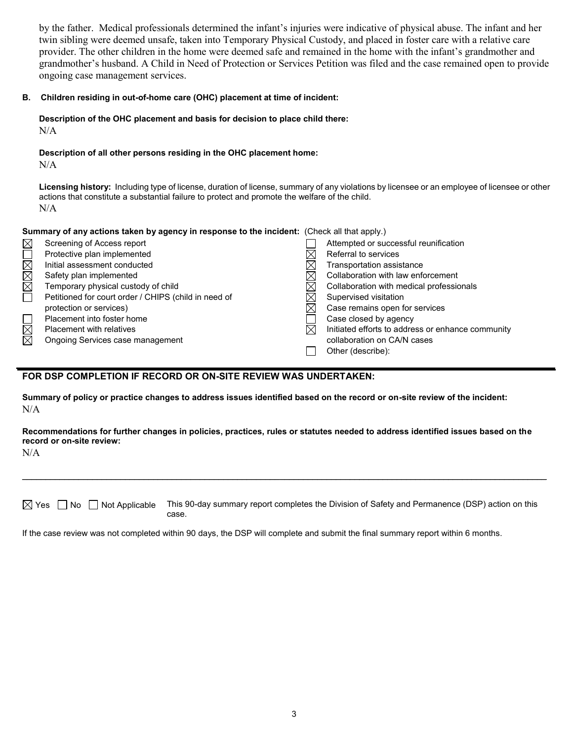by the father. Medical professionals determined the infant's injuries were indicative of physical abuse. The infant and her twin sibling were deemed unsafe, taken into Temporary Physical Custody, and placed in foster care with a relative care provider. The other children in the home were deemed safe and remained in the home with the infant's grandmother and grandmother's husband. A Child in Need of Protection or Services Petition was filed and the case remained open to provide ongoing case management services.

**B. Children residing in out-of-home care (OHC) placement at time of incident:**

**Description of the OHC placement and basis for decision to place child there:**
N/A

**Description of all other persons residing in the OHC placement home:**
N/A

**Licensing history:** Including type of license, duration of license, summary of any violations by licensee or an employee of licensee or other actions that constitute a substantial failure to protect and promote the welfare of the child.
N/A

**Summary of any actions taken by agency in response to the incident:** (Check all that apply.)

- ☒ Screening of Access report
- ☐ Protective plan implemented
- ☒ Initial assessment conducted
- ☒ Safety plan implemented
- ☒ Temporary physical custody of child
- ☐ Petitioned for court order / CHIPS (child in need of protection or services)
- ☐ Placement into foster home
- ☒ Placement with relatives
- ☒ Ongoing Services case management
- ☐ Attempted or successful reunification
- ☒ Referral to services
- ☒ Transportation assistance
- ☒ Collaboration with law enforcement
- ☒ Collaboration with medical professionals
- ☒ Supervised visitation
- ☒ Case remains open for services
- ☐ Case closed by agency
- ☒ Initiated efforts to address or enhance community collaboration on CA/N cases
- ☐ Other (describe):

## FOR DSP COMPLETION IF RECORD OR ON-SITE REVIEW WAS UNDERTAKEN:

**Summary of policy or practice changes to address issues identified based on the record or on-site review of the incident:**
N/A

**Recommendations for further changes in policies, practices, rules or statutes needed to address identified issues based on the record or on-site review:**
N/A

---

☒ Yes ☐ No ☐ Not Applicable This 90-day summary report completes the Division of Safety and Permanence (DSP) action on this case.

If the case review was not completed within 90 days, the DSP will complete and submit the final summary report within 6 months.